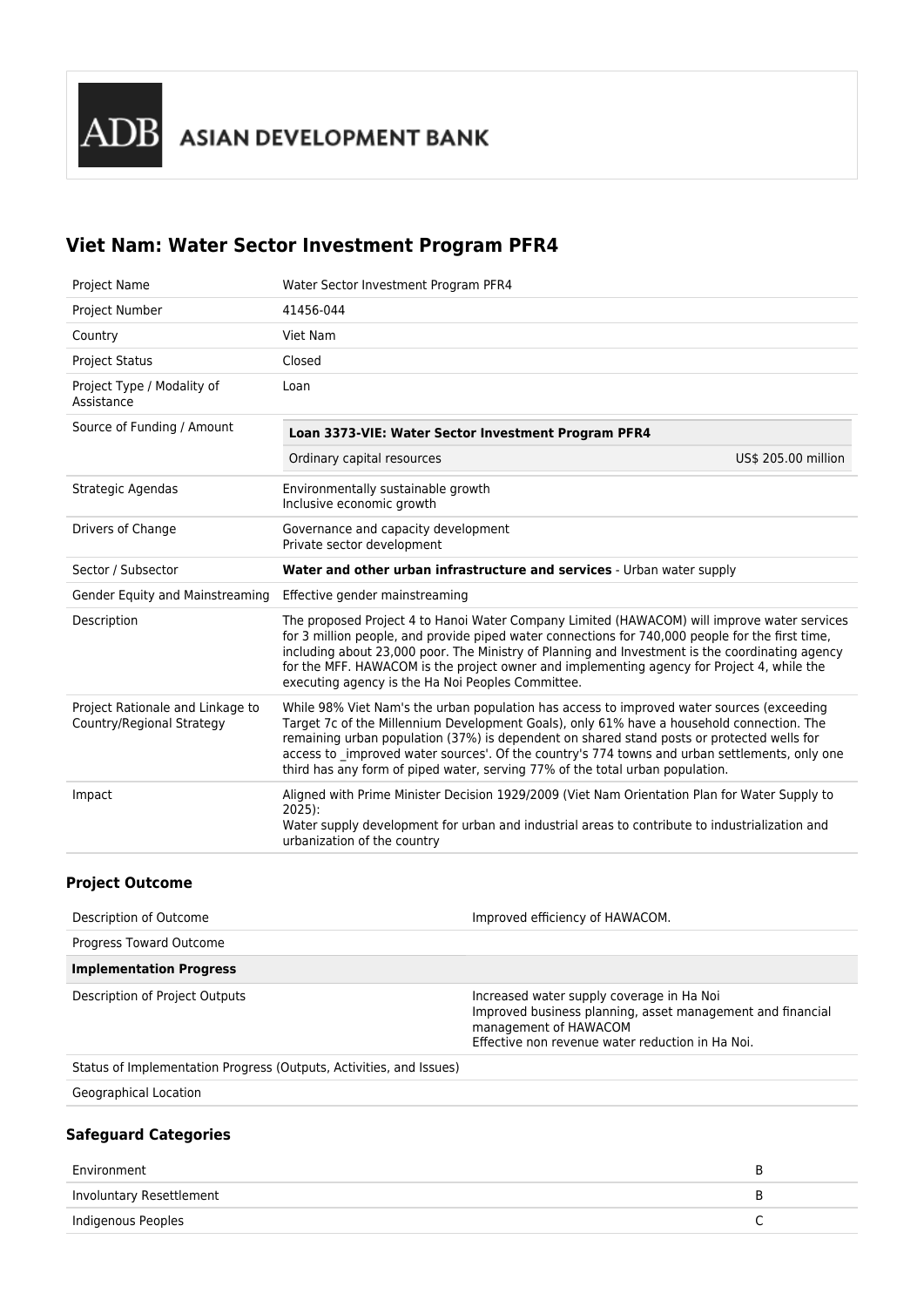ADB ASIAN DEVELOPMENT BANK

# Viet Nam: Water Sector Investment Program PFR4

| | |
|---|---|
| Project Name | Water Sector Investment Program PFR4 |
| Project Number | 41456-044 |
| Country | Viet Nam |
| Project Status | Closed |
| Project Type / Modality of Assistance | Loan |
| Source of Funding / Amount | **Loan 3373-VIE: Water Sector Investment Program PFR4**<br>Ordinary capital resources US$ 205.00 million |
| Strategic Agendas | Environmentally sustainable growth<br>Inclusive economic growth |
| Drivers of Change | Governance and capacity development<br>Private sector development |
| Sector / Subsector | **Water and other urban infrastructure and services** - Urban water supply |
| Gender Equity and Mainstreaming | Effective gender mainstreaming |
| Description | The proposed Project 4 to Hanoi Water Company Limited (HAWACOM) will improve water services for 3 million people, and provide piped water connections for 740,000 people for the first time, including about 23,000 poor. The Ministry of Planning and Investment is the coordinating agency for the MFF. HAWACOM is the project owner and implementing agency for Project 4, while the executing agency is the Ha Noi Peoples Committee. |
| Project Rationale and Linkage to Country/Regional Strategy | While 98% Viet Nam's the urban population has access to improved water sources (exceeding Target 7c of the Millennium Development Goals), only 61% have a household connection. The remaining urban population (37%) is dependent on shared stand posts or protected wells for access to _improved water sources'. Of the country's 774 towns and urban settlements, only one third has any form of piped water, serving 77% of the total urban population. |
| Impact | Aligned with Prime Minister Decision 1929/2009 (Viet Nam Orientation Plan for Water Supply to 2025):<br>Water supply development for urban and industrial areas to contribute to industrialization and urbanization of the country |

## Project Outcome

| | |
|---|---|
| Description of Outcome | Improved efficiency of HAWACOM. |
| Progress Toward Outcome | |
| **Implementation Progress** | |
| Description of Project Outputs | Increased water supply coverage in Ha Noi<br>Improved business planning, asset management and financial management of HAWACOM<br>Effective non revenue water reduction in Ha Noi. |
| Status of Implementation Progress (Outputs, Activities, and Issues) | |
| Geographical Location | |

## Safeguard Categories

| | |
|---|---|
| Environment | B |
| Involuntary Resettlement | B |
| Indigenous Peoples | C |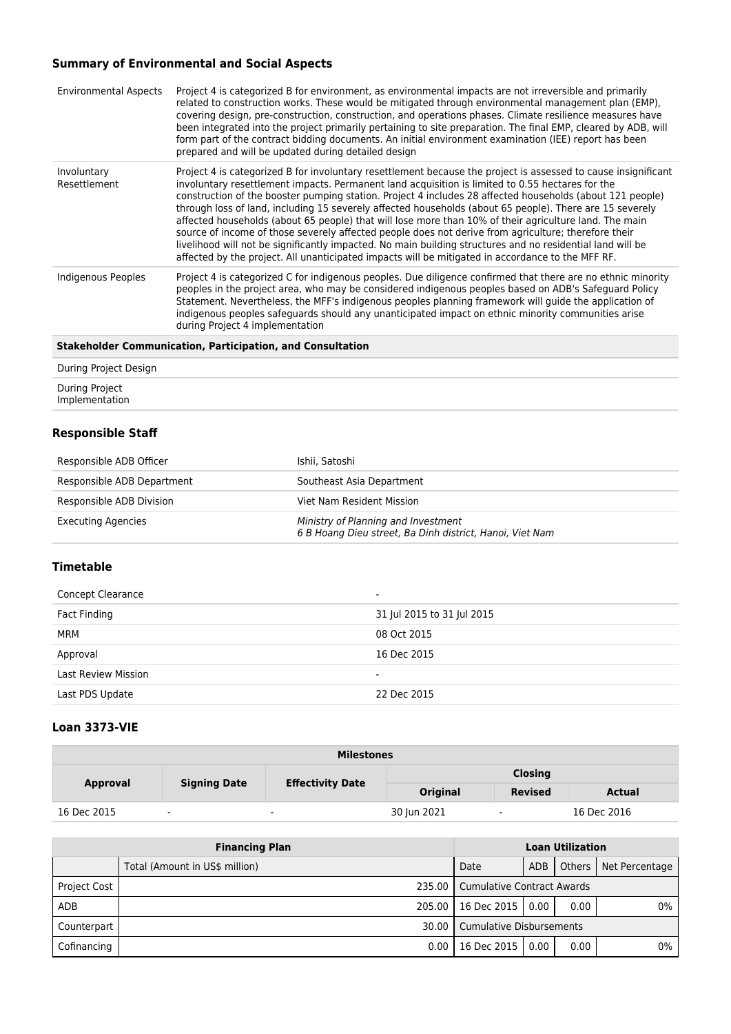### Summary of Environmental and Social Aspects

| | |
|---|---|
| Environmental Aspects | Project 4 is categorized B for environment, as environmental impacts are not irreversible and primarily related to construction works. These would be mitigated through environmental management plan (EMP), covering design, pre-construction, construction, and operations phases. Climate resilience measures have been integrated into the project primarily pertaining to site preparation. The final EMP, cleared by ADB, will form part of the contract bidding documents. An initial environment examination (IEE) report has been prepared and will be updated during detailed design |
| Involuntary Resettlement | Project 4 is categorized B for involuntary resettlement because the project is assessed to cause insignificant involuntary resettlement impacts. Permanent land acquisition is limited to 0.55 hectares for the construction of the booster pumping station. Project 4 includes 28 affected households (about 121 people) through loss of land, including 15 severely affected households (about 65 people). There are 15 severely affected households (about 65 people) that will lose more than 10% of their agriculture land. The main source of income of those severely affected people does not derive from agriculture; therefore their livelihood will not be significantly impacted. No main building structures and no residential land will be affected by the project. All unanticipated impacts will be mitigated in accordance to the MFF RF. |
| Indigenous Peoples | Project 4 is categorized C for indigenous peoples. Due diligence confirmed that there are no ethnic minority peoples in the project area, who may be considered indigenous peoples based on ADB's Safeguard Policy Statement. Nevertheless, the MFF's indigenous peoples planning framework will guide the application of indigenous peoples safeguards should any unanticipated impact on ethnic minority communities arise during Project 4 implementation |
| **Stakeholder Communication, Participation, and Consultation** | |
| During Project Design | |
| During Project Implementation | |

### Responsible Staff

| | |
|---|---|
| Responsible ADB Officer | Ishii, Satoshi |
| Responsible ADB Department | Southeast Asia Department |
| Responsible ADB Division | Viet Nam Resident Mission |
| Executing Agencies | *Ministry of Planning and Investment*<br>*6 B Hoang Dieu street, Ba Dinh district, Hanoi, Viet Nam* |

### Timetable

| | |
|---|---|
| Concept Clearance | - |
| Fact Finding | 31 Jul 2015 to 31 Jul 2015 |
| MRM | 08 Oct 2015 |
| Approval | 16 Dec 2015 |
| Last Review Mission | - |
| Last PDS Update | 22 Dec 2015 |

### Loan 3373-VIE

| Milestones | | | | | |
|---|---|---|---|---|---|
| **Approval** | **Signing Date** | **Effectivity Date** | **Closing** | | |
| | | | **Original** | **Revised** | **Actual** |
| 16 Dec 2015 | - | - | 30 Jun 2021 | - | 16 Dec 2016 |

| **Financing Plan** | | **Loan Utilization** | | | |
|---|---|---|---|---|---|
| | Total (Amount in US$ million) | Date | ADB | Others | Net Percentage |
| Project Cost | 235.00 | Cumulative Contract Awards | | | |
| ADB | 205.00 | 16 Dec 2015 | 0.00 | 0.00 | 0% |
| Counterpart | 30.00 | Cumulative Disbursements | | | |
| Cofinancing | 0.00 | 16 Dec 2015 | 0.00 | 0.00 | 0% |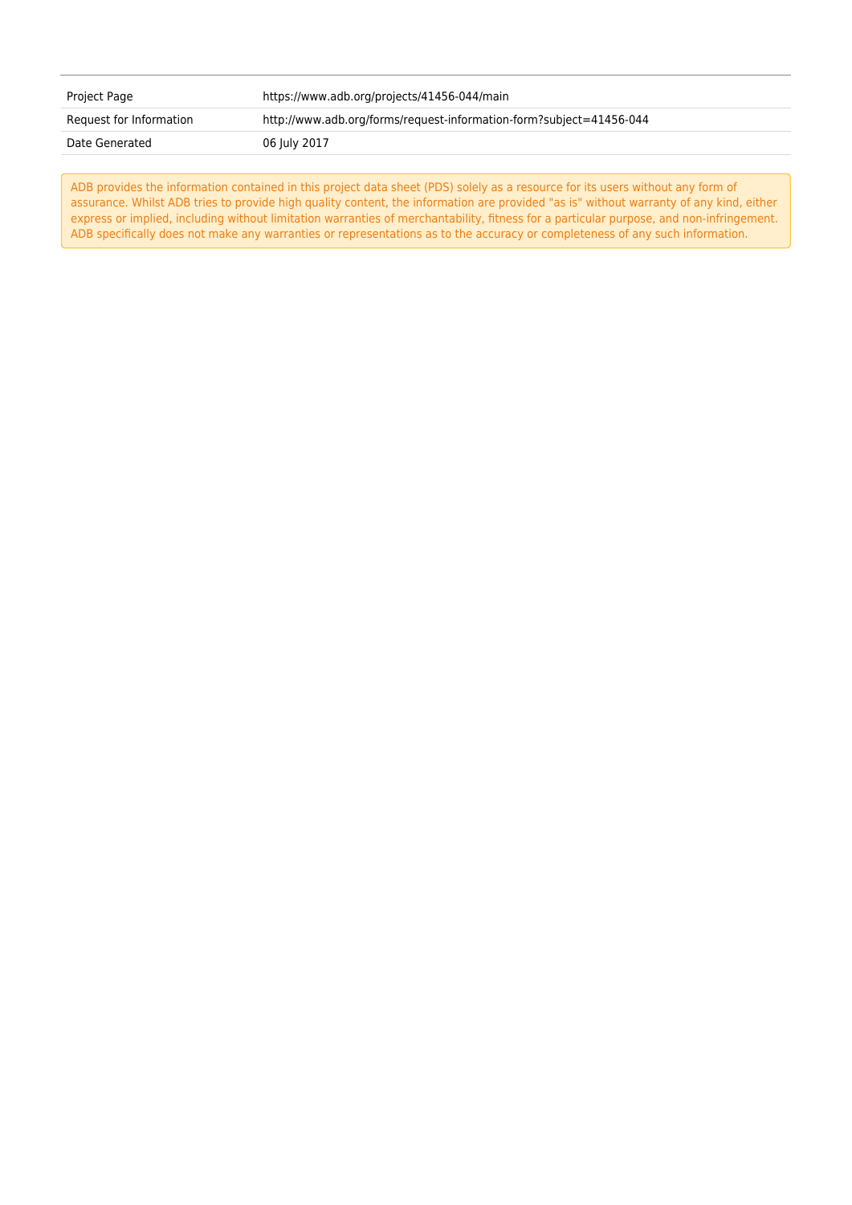| | |
|---|---|
| Project Page | https://www.adb.org/projects/41456-044/main |
| Request for Information | http://www.adb.org/forms/request-information-form?subject=41456-044 |
| Date Generated | 06 July 2017 |

ADB provides the information contained in this project data sheet (PDS) solely as a resource for its users without any form of assurance. Whilst ADB tries to provide high quality content, the information are provided "as is" without warranty of any kind, either express or implied, including without limitation warranties of merchantability, fitness for a particular purpose, and non-infringement. ADB specifically does not make any warranties or representations as to the accuracy or completeness of any such information.